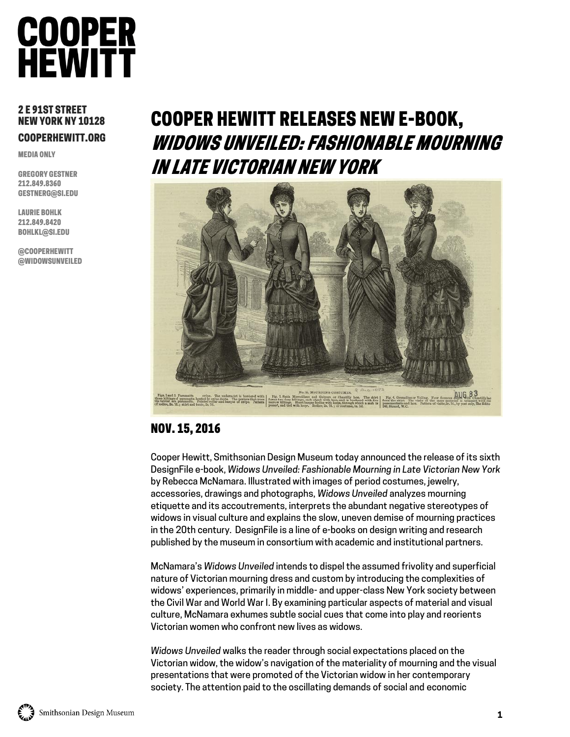# COOPER HEWITT

2 E 91ST STREET
NEW YORK NY 10128

COOPERHEWITT.ORG

MEDIA ONLY

GREGORY GESTNER
212.849.8360
GESTNERG@SI.EDU

LAURIE BOHLK
212.849.8420
BOHLKL@SI.EDU

@COOPERHEWITT
@WIDOWSUNVEILED

## COOPER HEWITT RELEASES NEW E-BOOK, *WIDOWS UNVEILED: FASHIONABLE MOURNING IN LATE VICTORIAN NEW YORK*

### NOV. 15, 2016

Cooper Hewitt, Smithsonian Design Museum today announced the release of its sixth DesignFile e-book, *Widows Unveiled: Fashionable Mourning in Late Victorian New York* by Rebecca McNamara. Illustrated with images of period costumes, jewelry, accessories, drawings and photographs, *Widows Unveiled* analyzes mourning etiquette and its accoutrements, interprets the abundant negative stereotypes of widows in visual culture and explains the slow, uneven demise of mourning practices in the 20th century. DesignFile is a line of e-books on design writing and research published by the museum in consortium with academic and institutional partners.

McNamara's *Widows Unveiled* intends to dispel the assumed frivolity and superficial nature of Victorian mourning dress and custom by introducing the complexities of widows' experiences, primarily in middle- and upper-class New York society between the Civil War and World War I. By examining particular aspects of material and visual culture, McNamara exhumes subtle social cues that come into play and reorients Victorian women who confront new lives as widows.

*Widows Unveiled* walks the reader through social expectations placed on the Victorian widow, the widow's navigation of the materiality of mourning and the visual presentations that were promoted of the Victorian widow in her contemporary society. The attention paid to the oscillating demands of social and economic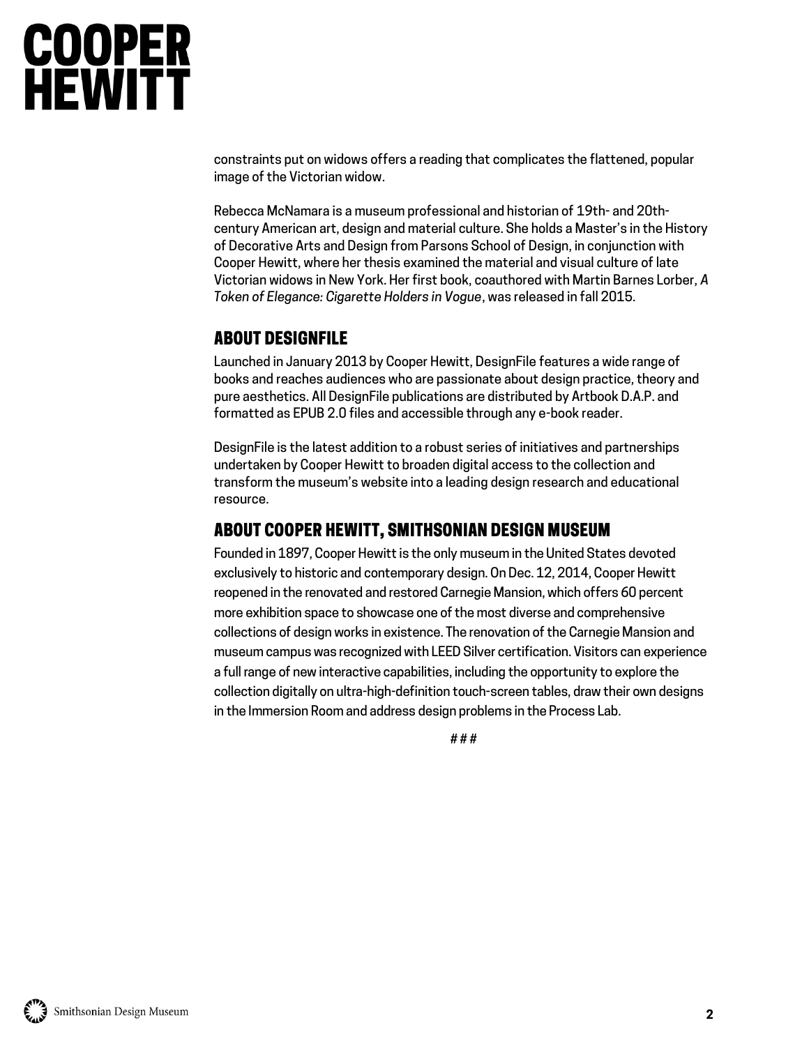constraints put on widows offers a reading that complicates the flattened, popular image of the Victorian widow.

Rebecca McNamara is a museum professional and historian of 19th- and 20th-century American art, design and material culture. She holds a Master's in the History of Decorative Arts and Design from Parsons School of Design, in conjunction with Cooper Hewitt, where her thesis examined the material and visual culture of late Victorian widows in New York. Her first book, coauthored with Martin Barnes Lorber, *A Token of Elegance: Cigarette Holders in Vogue*, was released in fall 2015.

## ABOUT DESIGNFILE

Launched in January 2013 by Cooper Hewitt, DesignFile features a wide range of books and reaches audiences who are passionate about design practice, theory and pure aesthetics. All DesignFile publications are distributed by Artbook D.A.P. and formatted as EPUB 2.0 files and accessible through any e-book reader.

DesignFile is the latest addition to a robust series of initiatives and partnerships undertaken by Cooper Hewitt to broaden digital access to the collection and transform the museum's website into a leading design research and educational resource.

## ABOUT COOPER HEWITT, SMITHSONIAN DESIGN MUSEUM

Founded in 1897, Cooper Hewitt is the only museum in the United States devoted exclusively to historic and contemporary design. On Dec. 12, 2014, Cooper Hewitt reopened in the renovated and restored Carnegie Mansion, which offers 60 percent more exhibition space to showcase one of the most diverse and comprehensive collections of design works in existence. The renovation of the Carnegie Mansion and museum campus was recognized with LEED Silver certification. Visitors can experience a full range of new interactive capabilities, including the opportunity to explore the collection digitally on ultra-high-definition touch-screen tables, draw their own designs in the Immersion Room and address design problems in the Process Lab.

# # #